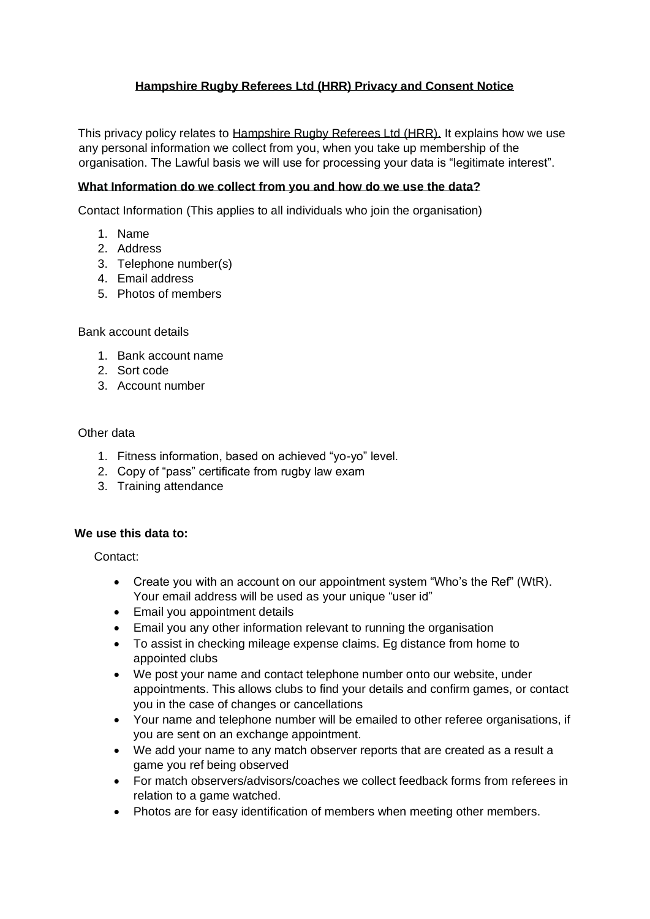# Hampshire Rugby Referees Ltd (HRR) Privacy and Consent Notice

This privacy policy relates to Hampshire Rugby Referees Ltd (HRR). It explains how we use any personal information we collect from you, when you take up membership of the organisation. The Lawful basis we will use for processing your data is "legitimate interest".

## What Information do we collect from you and how do we use the data?

Contact Information (This applies to all individuals who join the organisation)

1. Name
2. Address
3. Telephone number(s)
4. Email address
5. Photos of members

Bank account details

1. Bank account name
2. Sort code
3. Account number

Other data

1. Fitness information, based on achieved "yo-yo" level.
2. Copy of "pass" certificate from rugby law exam
3. Training attendance

**We use this data to:**

Contact:

- Create you with an account on our appointment system "Who's the Ref" (WtR). Your email address will be used as your unique "user id"
- Email you appointment details
- Email you any other information relevant to running the organisation
- To assist in checking mileage expense claims. Eg distance from home to appointed clubs
- We post your name and contact telephone number onto our website, under appointments. This allows clubs to find your details and confirm games, or contact you in the case of changes or cancellations
- Your name and telephone number will be emailed to other referee organisations, if you are sent on an exchange appointment.
- We add your name to any match observer reports that are created as a result a game you ref being observed
- For match observers/advisors/coaches we collect feedback forms from referees in relation to a game watched.
- Photos are for easy identification of members when meeting other members.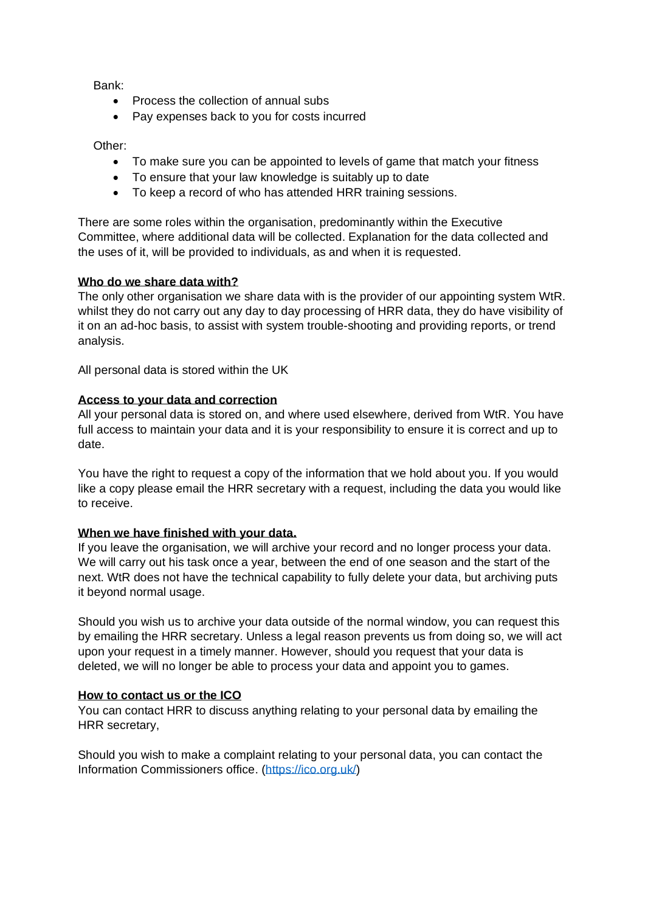Bank:

- Process the collection of annual subs
- Pay expenses back to you for costs incurred

Other:

- To make sure you can be appointed to levels of game that match your fitness
- To ensure that your law knowledge is suitably up to date
- To keep a record of who has attended HRR training sessions.

There are some roles within the organisation, predominantly within the Executive Committee, where additional data will be collected. Explanation for the data collected and the uses of it, will be provided to individuals, as and when it is requested.

## Who do we share data with?

The only other organisation we share data with is the provider of our appointing system WtR. whilst they do not carry out any day to day processing of HRR data, they do have visibility of it on an ad-hoc basis, to assist with system trouble-shooting and providing reports, or trend analysis.

All personal data is stored within the UK

## Access to your data and correction

All your personal data is stored on, and where used elsewhere, derived from WtR. You have full access to maintain your data and it is your responsibility to ensure it is correct and up to date.

You have the right to request a copy of the information that we hold about you. If you would like a copy please email the HRR secretary with a request, including the data you would like to receive.

## When we have finished with your data.

If you leave the organisation, we will archive your record and no longer process your data. We will carry out his task once a year, between the end of one season and the start of the next. WtR does not have the technical capability to fully delete your data, but archiving puts it beyond normal usage.

Should you wish us to archive your data outside of the normal window, you can request this by emailing the HRR secretary. Unless a legal reason prevents us from doing so, we will act upon your request in a timely manner. However, should you request that your data is deleted, we will no longer be able to process your data and appoint you to games.

## How to contact us or the ICO

You can contact HRR to discuss anything relating to your personal data by emailing the HRR secretary,

Should you wish to make a complaint relating to your personal data, you can contact the Information Commissioners office. (https://ico.org.uk/)